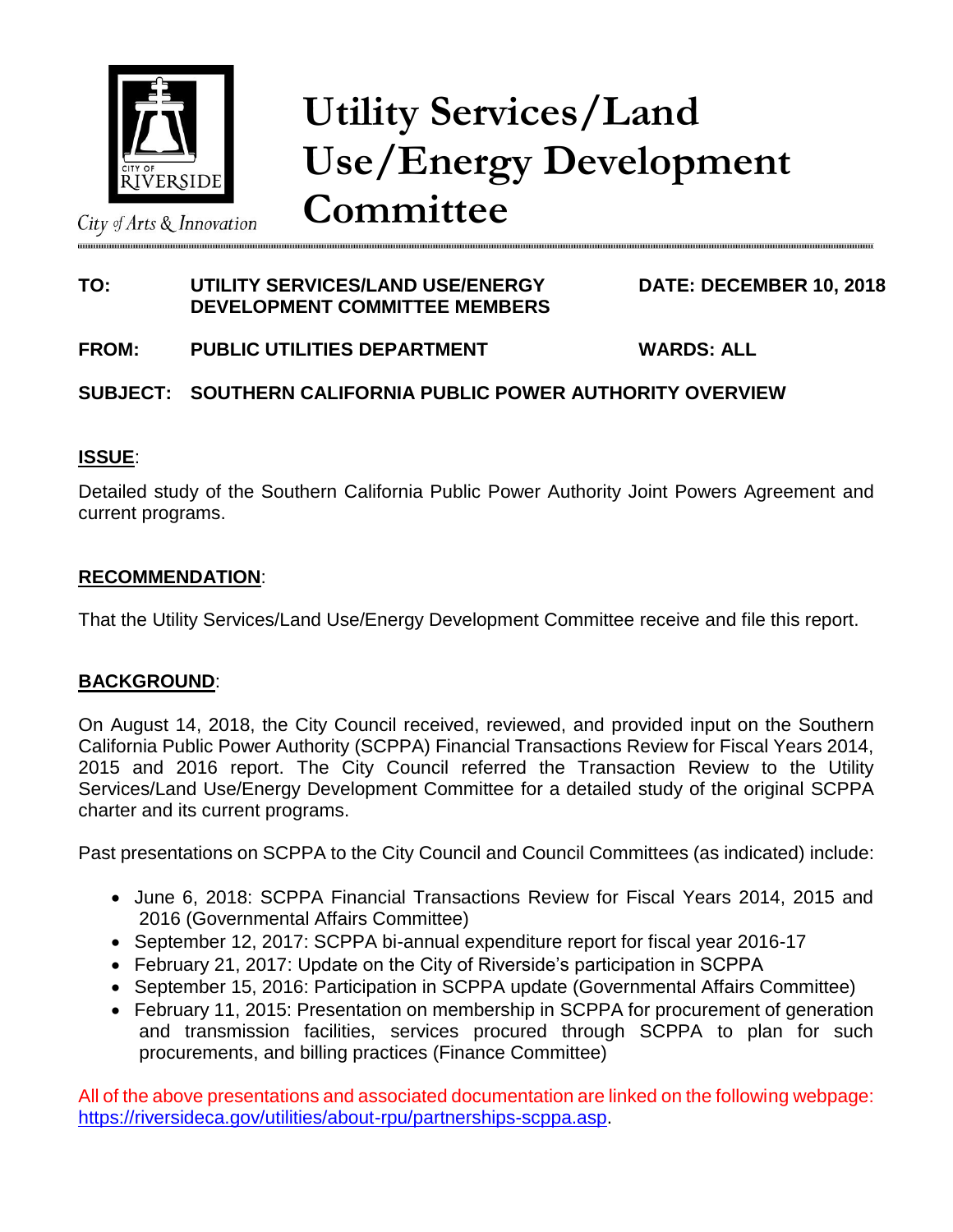City of Arts & Innovation

# Utility Services/Land Use/Energy Development Committee

**TO:** **UTILITY SERVICES/LAND USE/ENERGY DEVELOPMENT COMMITTEE MEMBERS** **DATE: DECEMBER 10, 2018**

**FROM:** **PUBLIC UTILITIES DEPARTMENT** **WARDS: ALL**

**SUBJECT:** **SOUTHERN CALIFORNIA PUBLIC POWER AUTHORITY OVERVIEW**

## ISSUE:

Detailed study of the Southern California Public Power Authority Joint Powers Agreement and current programs.

## RECOMMENDATION:

That the Utility Services/Land Use/Energy Development Committee receive and file this report.

## BACKGROUND:

On August 14, 2018, the City Council received, reviewed, and provided input on the Southern California Public Power Authority (SCPPA) Financial Transactions Review for Fiscal Years 2014, 2015 and 2016 report. The City Council referred the Transaction Review to the Utility Services/Land Use/Energy Development Committee for a detailed study of the original SCPPA charter and its current programs.

Past presentations on SCPPA to the City Council and Council Committees (as indicated) include:

- June 6, 2018: SCPPA Financial Transactions Review for Fiscal Years 2014, 2015 and 2016 (Governmental Affairs Committee)
- September 12, 2017: SCPPA bi-annual expenditure report for fiscal year 2016-17
- February 21, 2017: Update on the City of Riverside's participation in SCPPA
- September 15, 2016: Participation in SCPPA update (Governmental Affairs Committee)
- February 11, 2015: Presentation on membership in SCPPA for procurement of generation and transmission facilities, services procured through SCPPA to plan for such procurements, and billing practices (Finance Committee)

All of the above presentations and associated documentation are linked on the following webpage: https://riversideca.gov/utilities/about-rpu/partnerships-scppa.asp.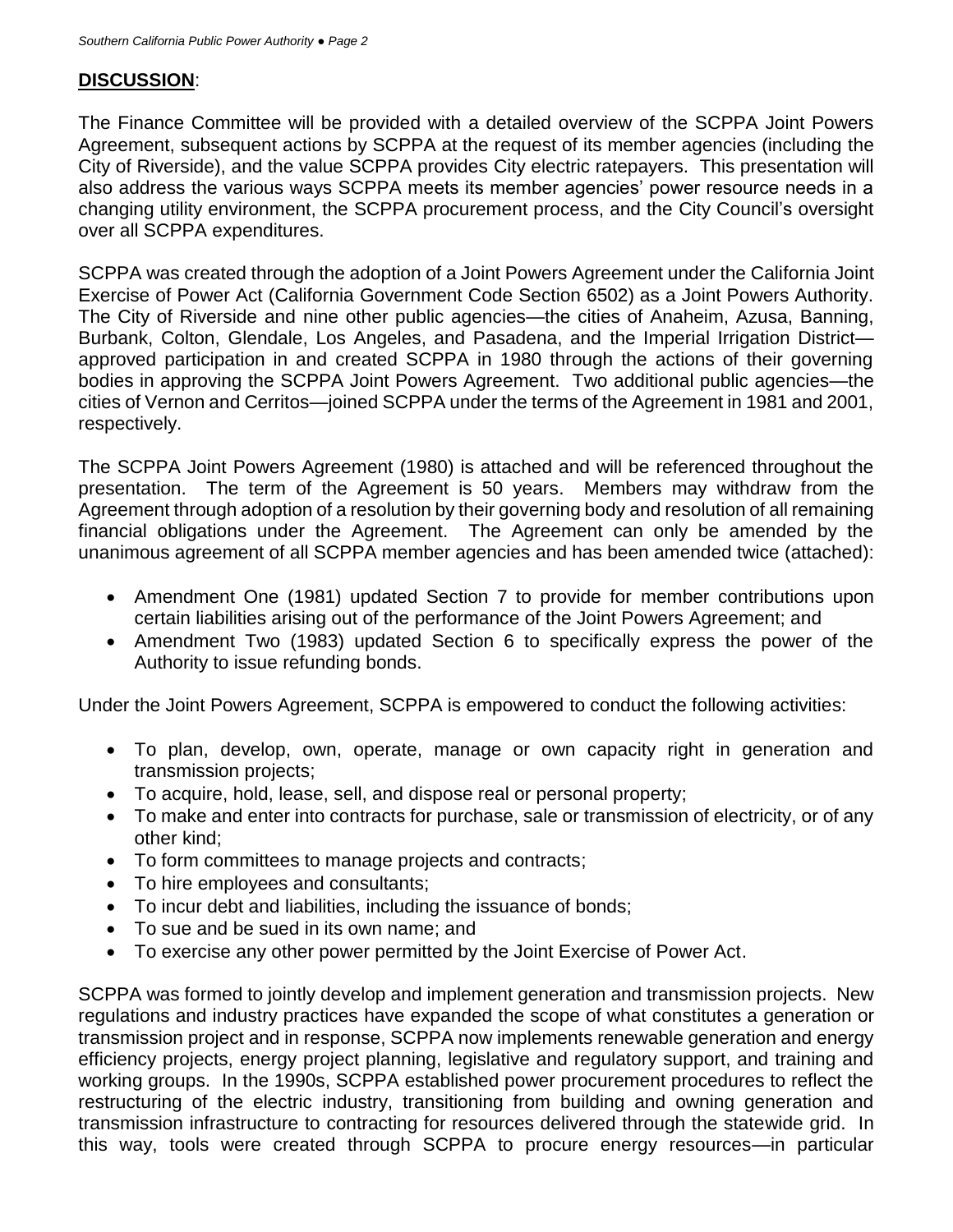## **DISCUSSION**:

The Finance Committee will be provided with a detailed overview of the SCPPA Joint Powers Agreement, subsequent actions by SCPPA at the request of its member agencies (including the City of Riverside), and the value SCPPA provides City electric ratepayers. This presentation will also address the various ways SCPPA meets its member agencies' power resource needs in a changing utility environment, the SCPPA procurement process, and the City Council's oversight over all SCPPA expenditures.

SCPPA was created through the adoption of a Joint Powers Agreement under the California Joint Exercise of Power Act (California Government Code Section 6502) as a Joint Powers Authority. The City of Riverside and nine other public agencies—the cities of Anaheim, Azusa, Banning, Burbank, Colton, Glendale, Los Angeles, and Pasadena, and the Imperial Irrigation District—approved participation in and created SCPPA in 1980 through the actions of their governing bodies in approving the SCPPA Joint Powers Agreement. Two additional public agencies—the cities of Vernon and Cerritos—joined SCPPA under the terms of the Agreement in 1981 and 2001, respectively.

The SCPPA Joint Powers Agreement (1980) is attached and will be referenced throughout the presentation. The term of the Agreement is 50 years. Members may withdraw from the Agreement through adoption of a resolution by their governing body and resolution of all remaining financial obligations under the Agreement. The Agreement can only be amended by the unanimous agreement of all SCPPA member agencies and has been amended twice (attached):

- Amendment One (1981) updated Section 7 to provide for member contributions upon certain liabilities arising out of the performance of the Joint Powers Agreement; and
- Amendment Two (1983) updated Section 6 to specifically express the power of the Authority to issue refunding bonds.

Under the Joint Powers Agreement, SCPPA is empowered to conduct the following activities:

- To plan, develop, own, operate, manage or own capacity right in generation and transmission projects;
- To acquire, hold, lease, sell, and dispose real or personal property;
- To make and enter into contracts for purchase, sale or transmission of electricity, or of any other kind;
- To form committees to manage projects and contracts;
- To hire employees and consultants;
- To incur debt and liabilities, including the issuance of bonds;
- To sue and be sued in its own name; and
- To exercise any other power permitted by the Joint Exercise of Power Act.

SCPPA was formed to jointly develop and implement generation and transmission projects. New regulations and industry practices have expanded the scope of what constitutes a generation or transmission project and in response, SCPPA now implements renewable generation and energy efficiency projects, energy project planning, legislative and regulatory support, and training and working groups. In the 1990s, SCPPA established power procurement procedures to reflect the restructuring of the electric industry, transitioning from building and owning generation and transmission infrastructure to contracting for resources delivered through the statewide grid. In this way, tools were created through SCPPA to procure energy resources—in particular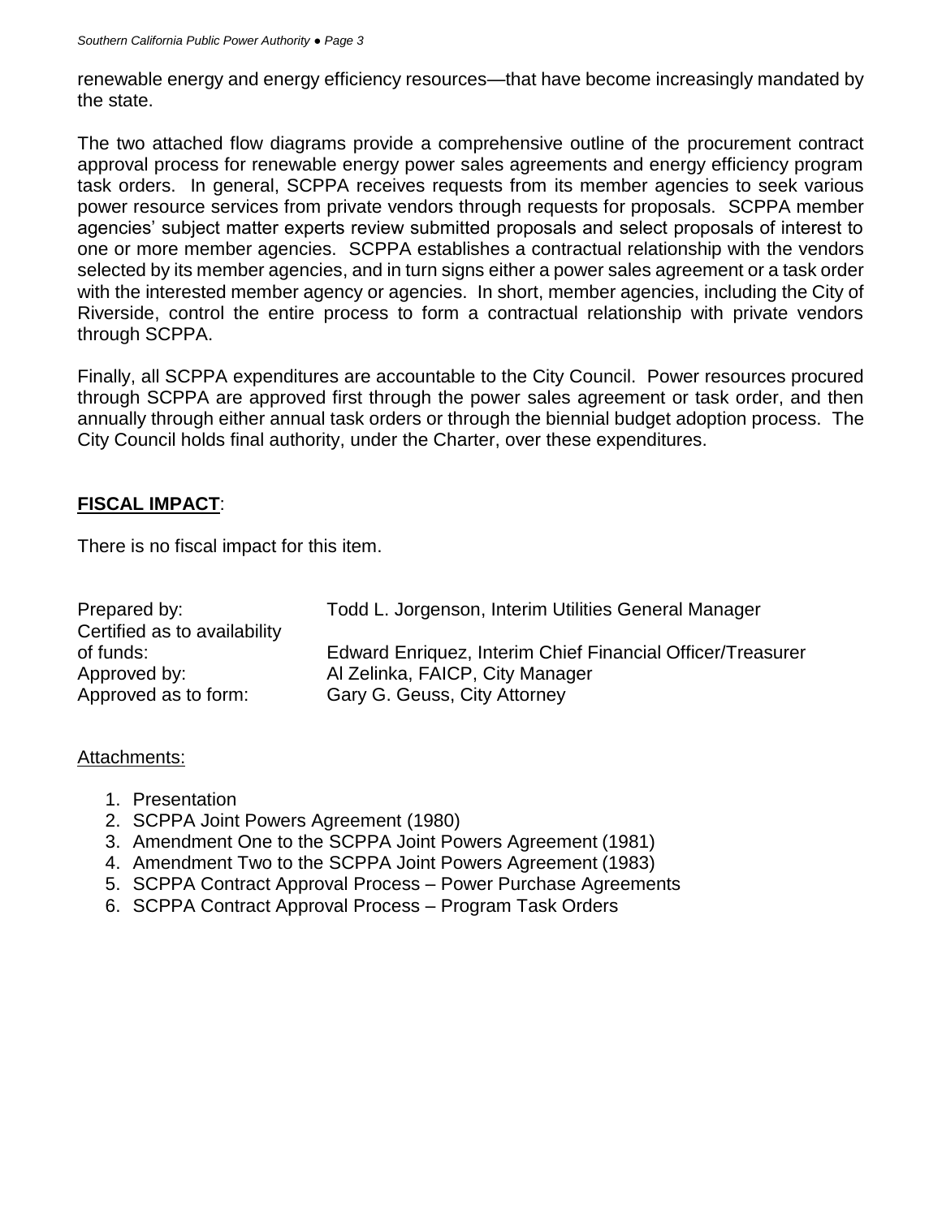renewable energy and energy efficiency resources—that have become increasingly mandated by the state.

The two attached flow diagrams provide a comprehensive outline of the procurement contract approval process for renewable energy power sales agreements and energy efficiency program task orders. In general, SCPPA receives requests from its member agencies to seek various power resource services from private vendors through requests for proposals. SCPPA member agencies' subject matter experts review submitted proposals and select proposals of interest to one or more member agencies. SCPPA establishes a contractual relationship with the vendors selected by its member agencies, and in turn signs either a power sales agreement or a task order with the interested member agency or agencies. In short, member agencies, including the City of Riverside, control the entire process to form a contractual relationship with private vendors through SCPPA.

Finally, all SCPPA expenditures are accountable to the City Council. Power resources procured through SCPPA are approved first through the power sales agreement or task order, and then annually through either annual task orders or through the biennial budget adoption process. The City Council holds final authority, under the Charter, over these expenditures.

**FISCAL IMPACT**:

There is no fiscal impact for this item.

| | |
|---|---|
| Prepared by: | Todd L. Jorgenson, Interim Utilities General Manager |
| Certified as to availability of funds: | Edward Enriquez, Interim Chief Financial Officer/Treasurer |
| Approved by: | Al Zelinka, FAICP, City Manager |
| Approved as to form: | Gary G. Geuss, City Attorney |

Attachments:

1. Presentation
2. SCPPA Joint Powers Agreement (1980)
3. Amendment One to the SCPPA Joint Powers Agreement (1981)
4. Amendment Two to the SCPPA Joint Powers Agreement (1983)
5. SCPPA Contract Approval Process – Power Purchase Agreements
6. SCPPA Contract Approval Process – Program Task Orders